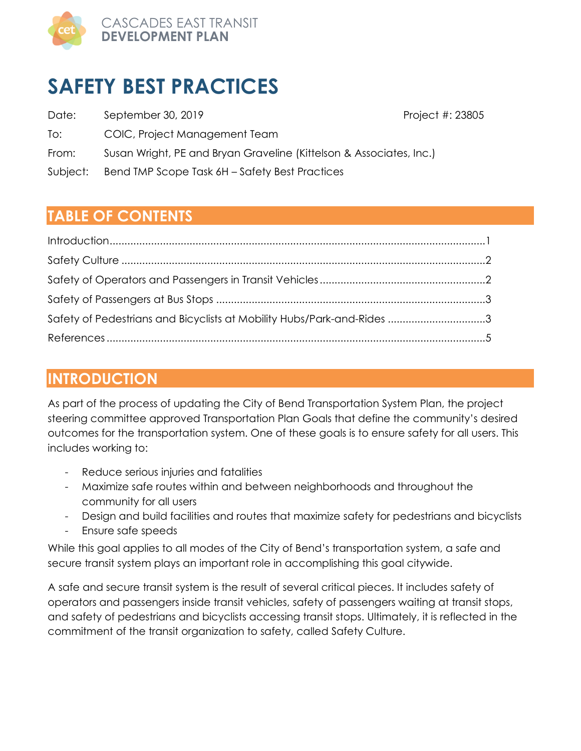CASCADES EAST TRANSIT
**DEVELOPMENT PLAN**

# SAFETY BEST PRACTICES

Date: September 30, 2019 Project #: 23805

To: COIC, Project Management Team

From: Susan Wright, PE and Bryan Graveline (Kittelson & Associates, Inc.)

Subject: Bend TMP Scope Task 6H – Safety Best Practices

## TABLE OF CONTENTS

Introduction ..... 1
Safety Culture ..... 2
Safety of Operators and Passengers in Transit Vehicles ..... 2
Safety of Passengers at Bus Stops ..... 3
Safety of Pedestrians and Bicyclists at Mobility Hubs/Park-and-Rides ..... 3
References ..... 5

## INTRODUCTION

As part of the process of updating the City of Bend Transportation System Plan, the project steering committee approved Transportation Plan Goals that define the community's desired outcomes for the transportation system. One of these goals is to ensure safety for all users. This includes working to:

- Reduce serious injuries and fatalities
- Maximize safe routes within and between neighborhoods and throughout the community for all users
- Design and build facilities and routes that maximize safety for pedestrians and bicyclists
- Ensure safe speeds

While this goal applies to all modes of the City of Bend's transportation system, a safe and secure transit system plays an important role in accomplishing this goal citywide.

A safe and secure transit system is the result of several critical pieces. It includes safety of operators and passengers inside transit vehicles, safety of passengers waiting at transit stops, and safety of pedestrians and bicyclists accessing transit stops. Ultimately, it is reflected in the commitment of the transit organization to safety, called Safety Culture.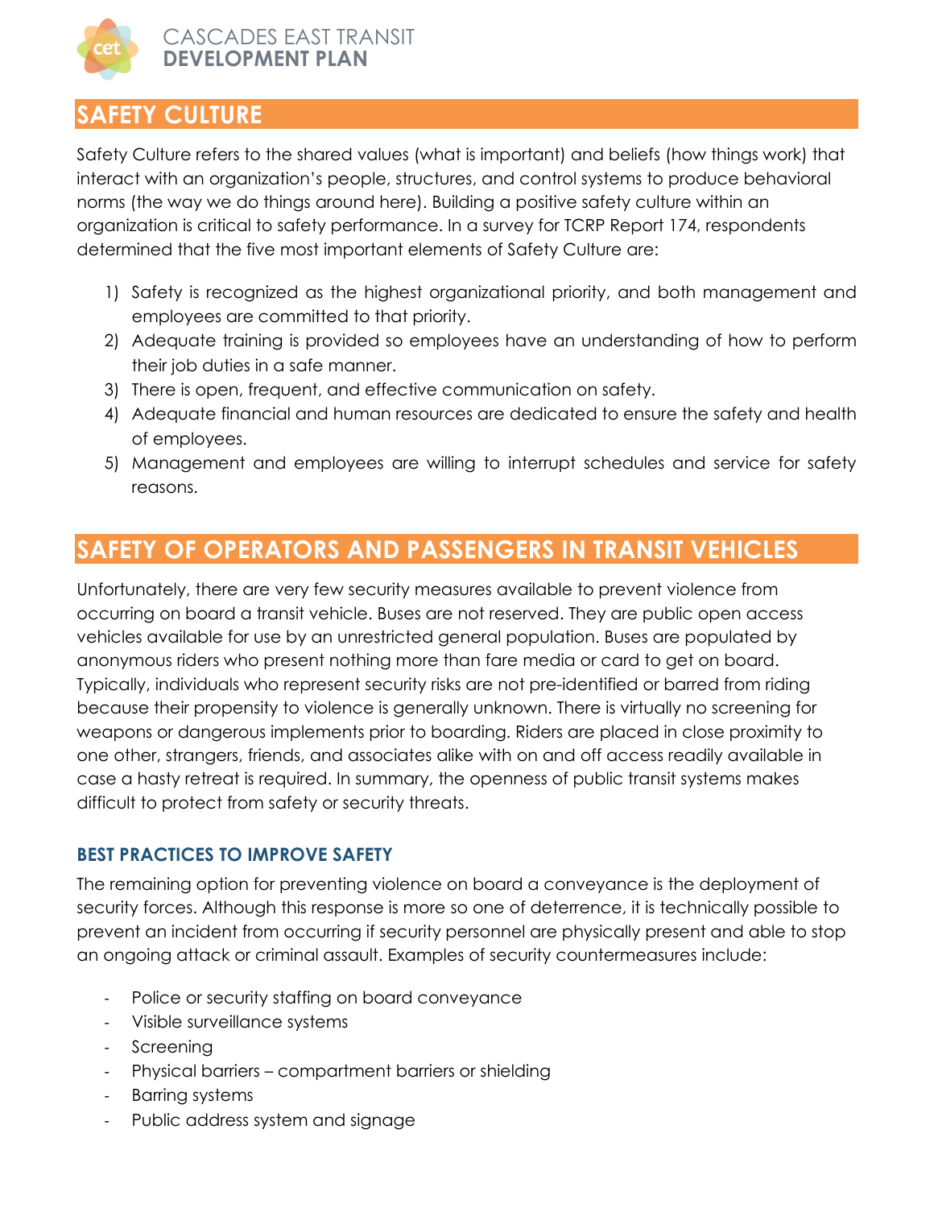## SAFETY CULTURE

Safety Culture refers to the shared values (what is important) and beliefs (how things work) that interact with an organization's people, structures, and control systems to produce behavioral norms (the way we do things around here). Building a positive safety culture within an organization is critical to safety performance. In a survey for TCRP Report 174, respondents determined that the five most important elements of Safety Culture are:

1) Safety is recognized as the highest organizational priority, and both management and employees are committed to that priority.
2) Adequate training is provided so employees have an understanding of how to perform their job duties in a safe manner.
3) There is open, frequent, and effective communication on safety.
4) Adequate financial and human resources are dedicated to ensure the safety and health of employees.
5) Management and employees are willing to interrupt schedules and service for safety reasons.

## SAFETY OF OPERATORS AND PASSENGERS IN TRANSIT VEHICLES

Unfortunately, there are very few security measures available to prevent violence from occurring on board a transit vehicle. Buses are not reserved. They are public open access vehicles available for use by an unrestricted general population. Buses are populated by anonymous riders who present nothing more than fare media or card to get on board. Typically, individuals who represent security risks are not pre-identified or barred from riding because their propensity to violence is generally unknown. There is virtually no screening for weapons or dangerous implements prior to boarding. Riders are placed in close proximity to one other, strangers, friends, and associates alike with on and off access readily available in case a hasty retreat is required. In summary, the openness of public transit systems makes difficult to protect from safety or security threats.

### BEST PRACTICES TO IMPROVE SAFETY

The remaining option for preventing violence on board a conveyance is the deployment of security forces. Although this response is more so one of deterrence, it is technically possible to prevent an incident from occurring if security personnel are physically present and able to stop an ongoing attack or criminal assault. Examples of security countermeasures include:

- Police or security staffing on board conveyance
- Visible surveillance systems
- Screening
- Physical barriers – compartment barriers or shielding
- Barring systems
- Public address system and signage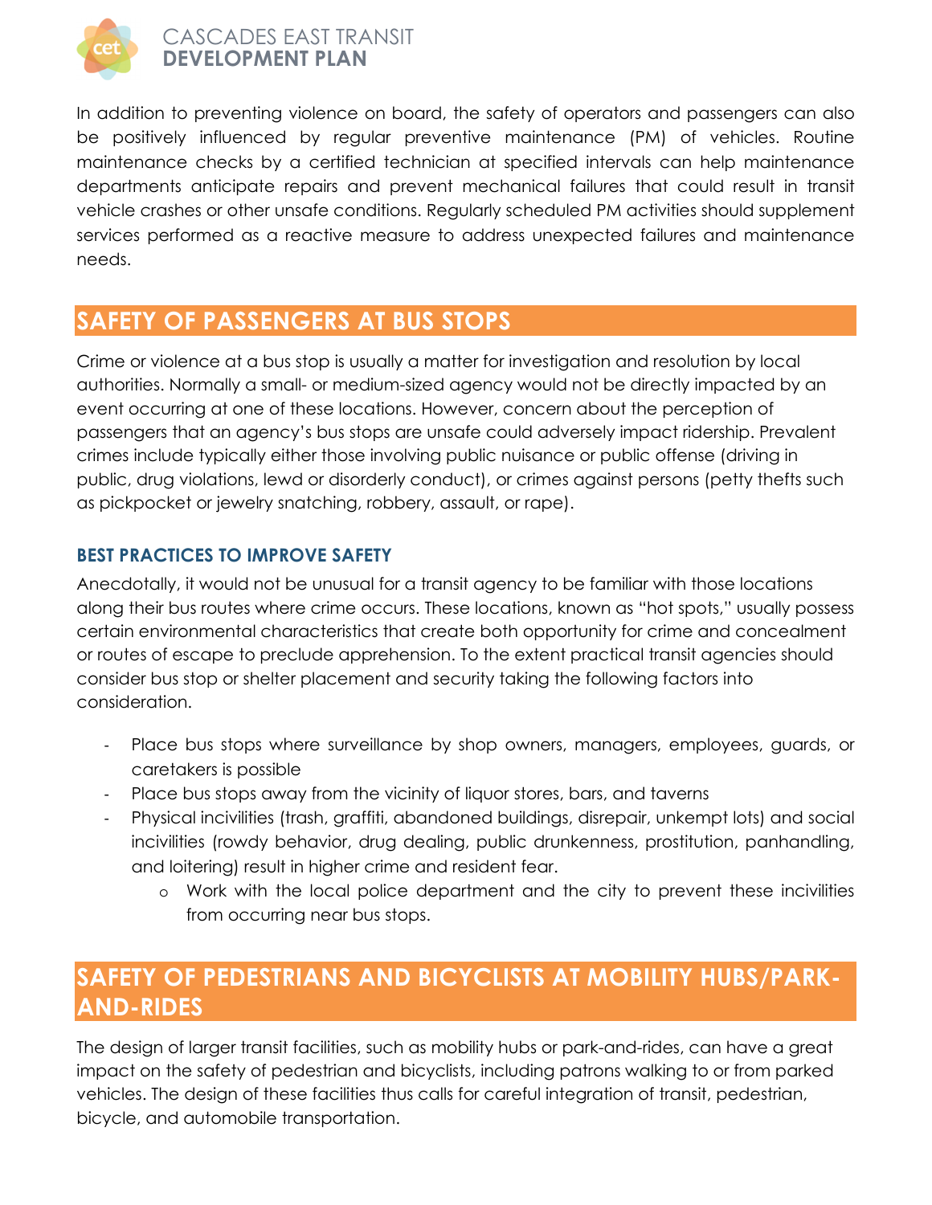In addition to preventing violence on board, the safety of operators and passengers can also be positively influenced by regular preventive maintenance (PM) of vehicles. Routine maintenance checks by a certified technician at specified intervals can help maintenance departments anticipate repairs and prevent mechanical failures that could result in transit vehicle crashes or other unsafe conditions. Regularly scheduled PM activities should supplement services performed as a reactive measure to address unexpected failures and maintenance needs.

## SAFETY OF PASSENGERS AT BUS STOPS

Crime or violence at a bus stop is usually a matter for investigation and resolution by local authorities. Normally a small- or medium-sized agency would not be directly impacted by an event occurring at one of these locations. However, concern about the perception of passengers that an agency's bus stops are unsafe could adversely impact ridership. Prevalent crimes include typically either those involving public nuisance or public offense (driving in public, drug violations, lewd or disorderly conduct), or crimes against persons (petty thefts such as pickpocket or jewelry snatching, robbery, assault, or rape).

### BEST PRACTICES TO IMPROVE SAFETY

Anecdotally, it would not be unusual for a transit agency to be familiar with those locations along their bus routes where crime occurs. These locations, known as "hot spots," usually possess certain environmental characteristics that create both opportunity for crime and concealment or routes of escape to preclude apprehension. To the extent practical transit agencies should consider bus stop or shelter placement and security taking the following factors into consideration.

- Place bus stops where surveillance by shop owners, managers, employees, guards, or caretakers is possible
- Place bus stops away from the vicinity of liquor stores, bars, and taverns
- Physical incivilities (trash, graffiti, abandoned buildings, disrepair, unkempt lots) and social incivilities (rowdy behavior, drug dealing, public drunkenness, prostitution, panhandling, and loitering) result in higher crime and resident fear.
  - Work with the local police department and the city to prevent these incivilities from occurring near bus stops.

## SAFETY OF PEDESTRIANS AND BICYCLISTS AT MOBILITY HUBS/PARK-AND-RIDES

The design of larger transit facilities, such as mobility hubs or park-and-rides, can have a great impact on the safety of pedestrian and bicyclists, including patrons walking to or from parked vehicles. The design of these facilities thus calls for careful integration of transit, pedestrian, bicycle, and automobile transportation.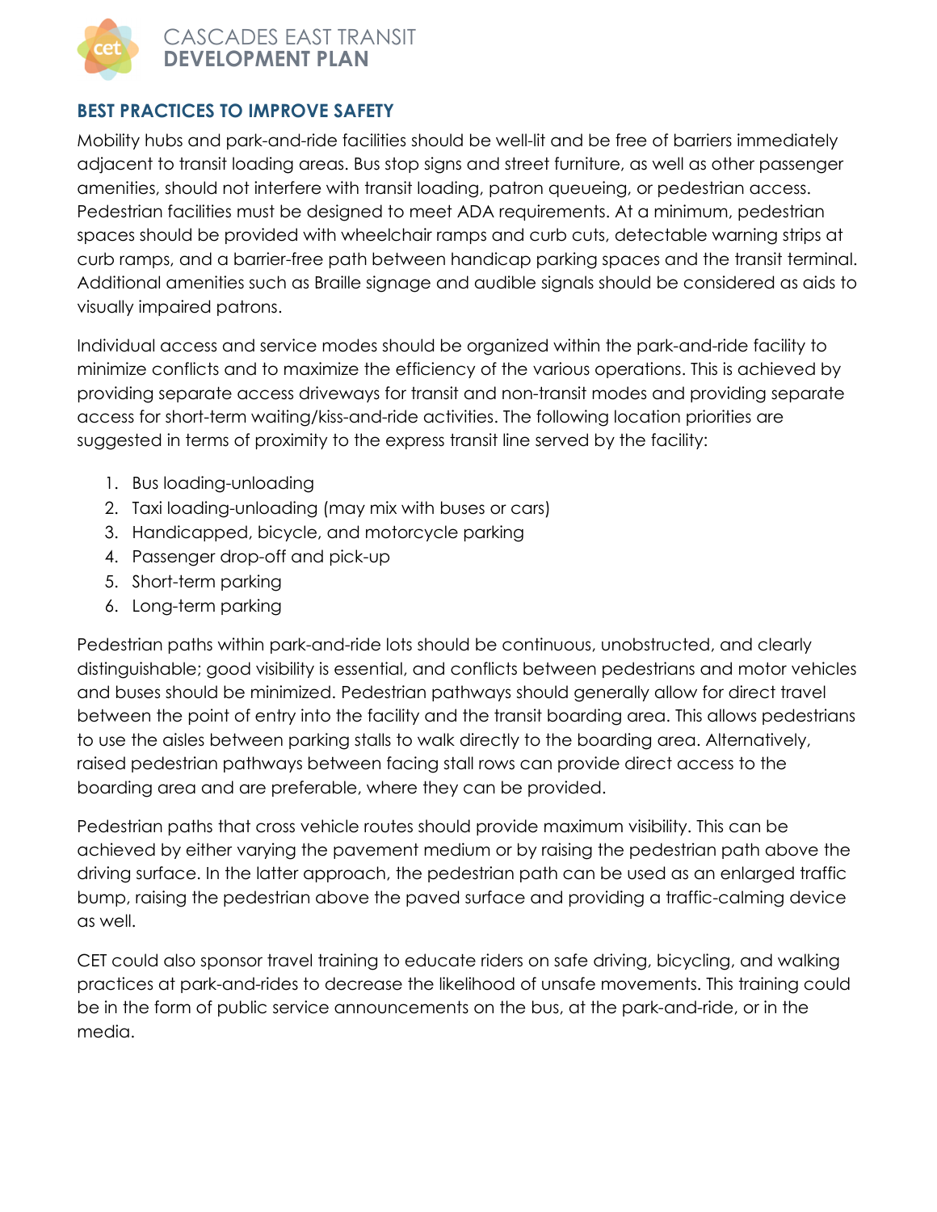## BEST PRACTICES TO IMPROVE SAFETY

Mobility hubs and park-and-ride facilities should be well-lit and be free of barriers immediately adjacent to transit loading areas. Bus stop signs and street furniture, as well as other passenger amenities, should not interfere with transit loading, patron queueing, or pedestrian access. Pedestrian facilities must be designed to meet ADA requirements. At a minimum, pedestrian spaces should be provided with wheelchair ramps and curb cuts, detectable warning strips at curb ramps, and a barrier-free path between handicap parking spaces and the transit terminal. Additional amenities such as Braille signage and audible signals should be considered as aids to visually impaired patrons.

Individual access and service modes should be organized within the park-and-ride facility to minimize conflicts and to maximize the efficiency of the various operations. This is achieved by providing separate access driveways for transit and non-transit modes and providing separate access for short-term waiting/kiss-and-ride activities. The following location priorities are suggested in terms of proximity to the express transit line served by the facility:

1. Bus loading-unloading
2. Taxi loading-unloading (may mix with buses or cars)
3. Handicapped, bicycle, and motorcycle parking
4. Passenger drop-off and pick-up
5. Short-term parking
6. Long-term parking

Pedestrian paths within park-and-ride lots should be continuous, unobstructed, and clearly distinguishable; good visibility is essential, and conflicts between pedestrians and motor vehicles and buses should be minimized. Pedestrian pathways should generally allow for direct travel between the point of entry into the facility and the transit boarding area. This allows pedestrians to use the aisles between parking stalls to walk directly to the boarding area. Alternatively, raised pedestrian pathways between facing stall rows can provide direct access to the boarding area and are preferable, where they can be provided.

Pedestrian paths that cross vehicle routes should provide maximum visibility. This can be achieved by either varying the pavement medium or by raising the pedestrian path above the driving surface. In the latter approach, the pedestrian path can be used as an enlarged traffic bump, raising the pedestrian above the paved surface and providing a traffic-calming device as well.

CET could also sponsor travel training to educate riders on safe driving, bicycling, and walking practices at park-and-rides to decrease the likelihood of unsafe movements. This training could be in the form of public service announcements on the bus, at the park-and-ride, or in the media.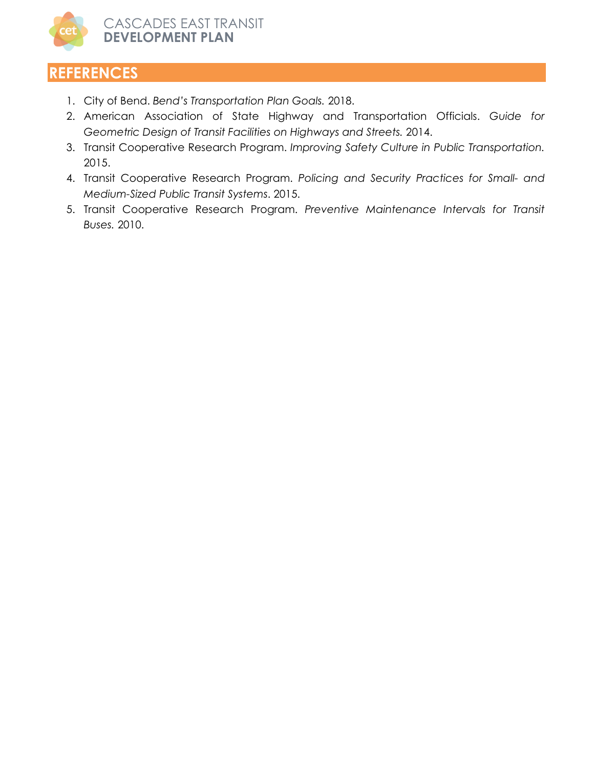# REFERENCES

1. City of Bend. *Bend's Transportation Plan Goals.* 2018.
2. American Association of State Highway and Transportation Officials. *Guide for Geometric Design of Transit Facilities on Highways and Streets.* 2014.
3. Transit Cooperative Research Program. *Improving Safety Culture in Public Transportation.* 2015.
4. Transit Cooperative Research Program. *Policing and Security Practices for Small- and Medium-Sized Public Transit Systems*. 2015.
5. Transit Cooperative Research Program. *Preventive Maintenance Intervals for Transit Buses.* 2010.